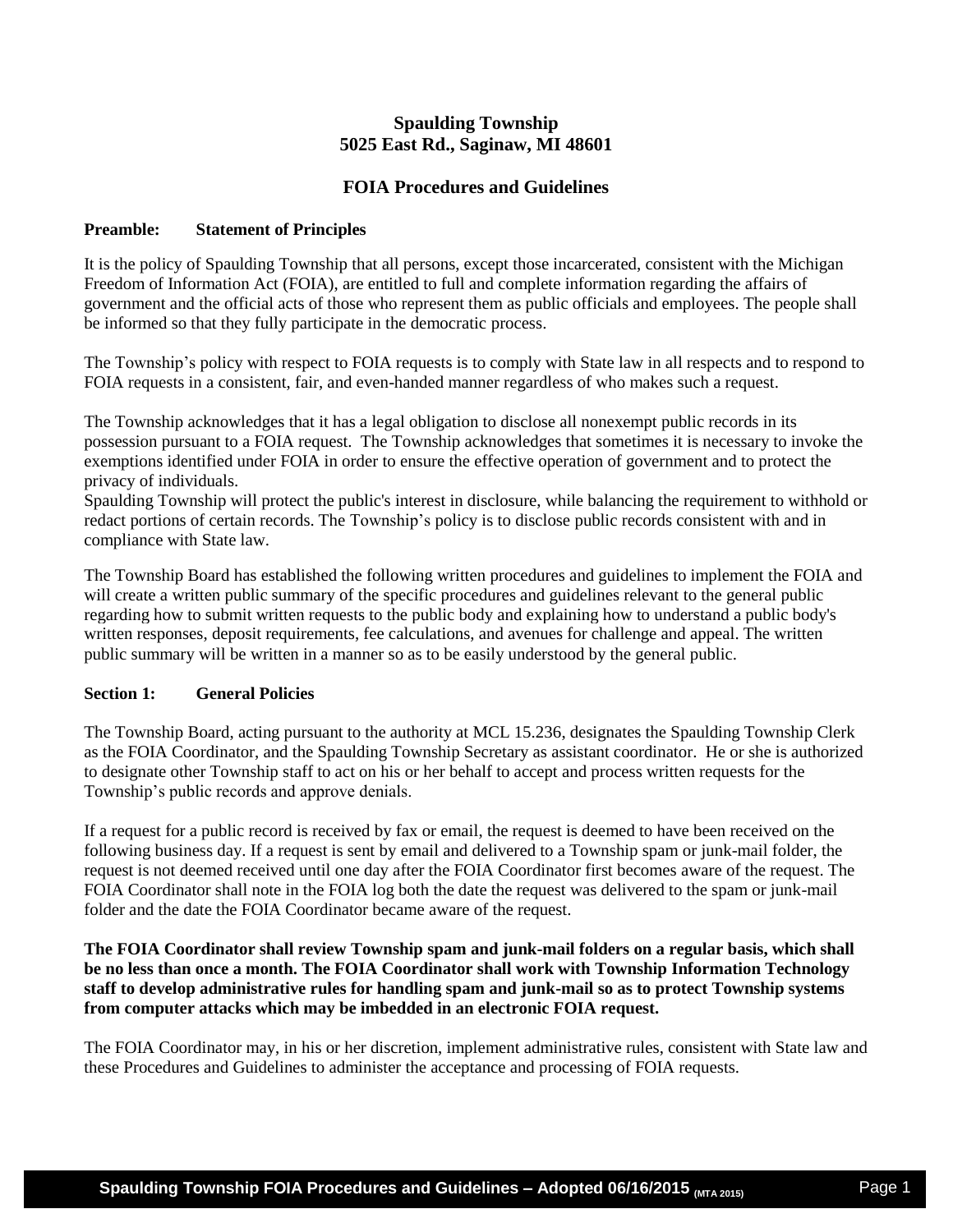**Spaulding Township**
**5025 East Rd., Saginaw, MI 48601**

# FOIA Procedures and Guidelines

## Preamble: Statement of Principles

It is the policy of Spaulding Township that all persons, except those incarcerated, consistent with the Michigan Freedom of Information Act (FOIA), are entitled to full and complete information regarding the affairs of government and the official acts of those who represent them as public officials and employees. The people shall be informed so that they fully participate in the democratic process.

The Township's policy with respect to FOIA requests is to comply with State law in all respects and to respond to FOIA requests in a consistent, fair, and even-handed manner regardless of who makes such a request.

The Township acknowledges that it has a legal obligation to disclose all nonexempt public records in its possession pursuant to a FOIA request. The Township acknowledges that sometimes it is necessary to invoke the exemptions identified under FOIA in order to ensure the effective operation of government and to protect the privacy of individuals.

Spaulding Township will protect the public's interest in disclosure, while balancing the requirement to withhold or redact portions of certain records. The Township's policy is to disclose public records consistent with and in compliance with State law.

The Township Board has established the following written procedures and guidelines to implement the FOIA and will create a written public summary of the specific procedures and guidelines relevant to the general public regarding how to submit written requests to the public body and explaining how to understand a public body's written responses, deposit requirements, fee calculations, and avenues for challenge and appeal. The written public summary will be written in a manner so as to be easily understood by the general public.

## Section 1: General Policies

The Township Board, acting pursuant to the authority at MCL 15.236, designates the Spaulding Township Clerk as the FOIA Coordinator, and the Spaulding Township Secretary as assistant coordinator. He or she is authorized to designate other Township staff to act on his or her behalf to accept and process written requests for the Township's public records and approve denials.

If a request for a public record is received by fax or email, the request is deemed to have been received on the following business day. If a request is sent by email and delivered to a Township spam or junk-mail folder, the request is not deemed received until one day after the FOIA Coordinator first becomes aware of the request. The FOIA Coordinator shall note in the FOIA log both the date the request was delivered to the spam or junk-mail folder and the date the FOIA Coordinator became aware of the request.

**The FOIA Coordinator shall review Township spam and junk-mail folders on a regular basis, which shall be no less than once a month. The FOIA Coordinator shall work with Township Information Technology staff to develop administrative rules for handling spam and junk-mail so as to protect Township systems from computer attacks which may be imbedded in an electronic FOIA request.**

The FOIA Coordinator may, in his or her discretion, implement administrative rules, consistent with State law and these Procedures and Guidelines to administer the acceptance and processing of FOIA requests.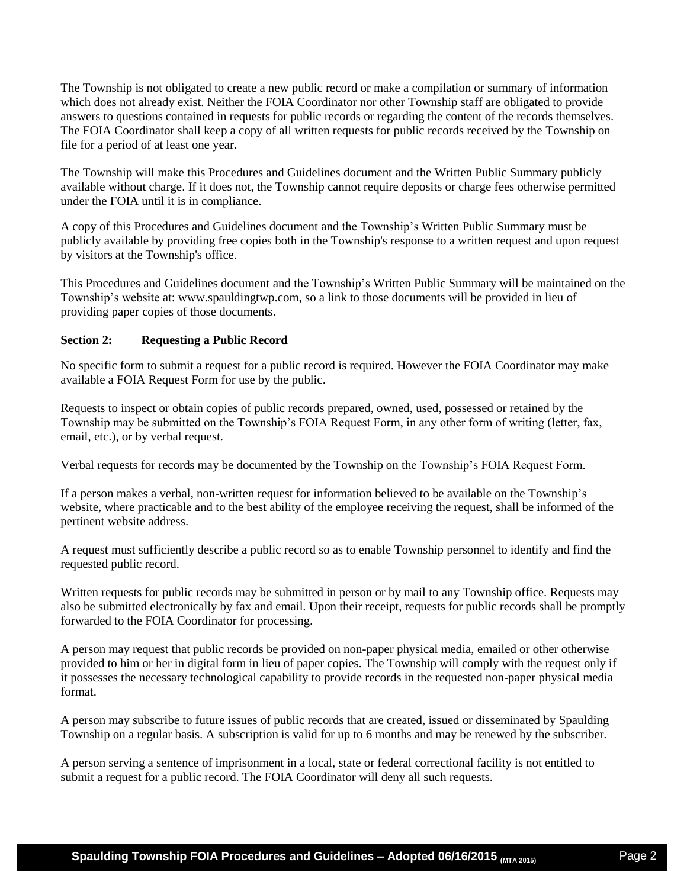The Township is not obligated to create a new public record or make a compilation or summary of information which does not already exist. Neither the FOIA Coordinator nor other Township staff are obligated to provide answers to questions contained in requests for public records or regarding the content of the records themselves. The FOIA Coordinator shall keep a copy of all written requests for public records received by the Township on file for a period of at least one year.

The Township will make this Procedures and Guidelines document and the Written Public Summary publicly available without charge. If it does not, the Township cannot require deposits or charge fees otherwise permitted under the FOIA until it is in compliance.

A copy of this Procedures and Guidelines document and the Township's Written Public Summary must be publicly available by providing free copies both in the Township's response to a written request and upon request by visitors at the Township's office.

This Procedures and Guidelines document and the Township's Written Public Summary will be maintained on the Township's website at: www.spauldingtwp.com, so a link to those documents will be provided in lieu of providing paper copies of those documents.

**Section 2: Requesting a Public Record**

No specific form to submit a request for a public record is required. However the FOIA Coordinator may make available a FOIA Request Form for use by the public.

Requests to inspect or obtain copies of public records prepared, owned, used, possessed or retained by the Township may be submitted on the Township's FOIA Request Form, in any other form of writing (letter, fax, email, etc.), or by verbal request.

Verbal requests for records may be documented by the Township on the Township's FOIA Request Form.

If a person makes a verbal, non-written request for information believed to be available on the Township's website, where practicable and to the best ability of the employee receiving the request, shall be informed of the pertinent website address.

A request must sufficiently describe a public record so as to enable Township personnel to identify and find the requested public record.

Written requests for public records may be submitted in person or by mail to any Township office. Requests may also be submitted electronically by fax and email. Upon their receipt, requests for public records shall be promptly forwarded to the FOIA Coordinator for processing.

A person may request that public records be provided on non-paper physical media, emailed or other otherwise provided to him or her in digital form in lieu of paper copies. The Township will comply with the request only if it possesses the necessary technological capability to provide records in the requested non-paper physical media format.

A person may subscribe to future issues of public records that are created, issued or disseminated by Spaulding Township on a regular basis. A subscription is valid for up to 6 months and may be renewed by the subscriber.

A person serving a sentence of imprisonment in a local, state or federal correctional facility is not entitled to submit a request for a public record. The FOIA Coordinator will deny all such requests.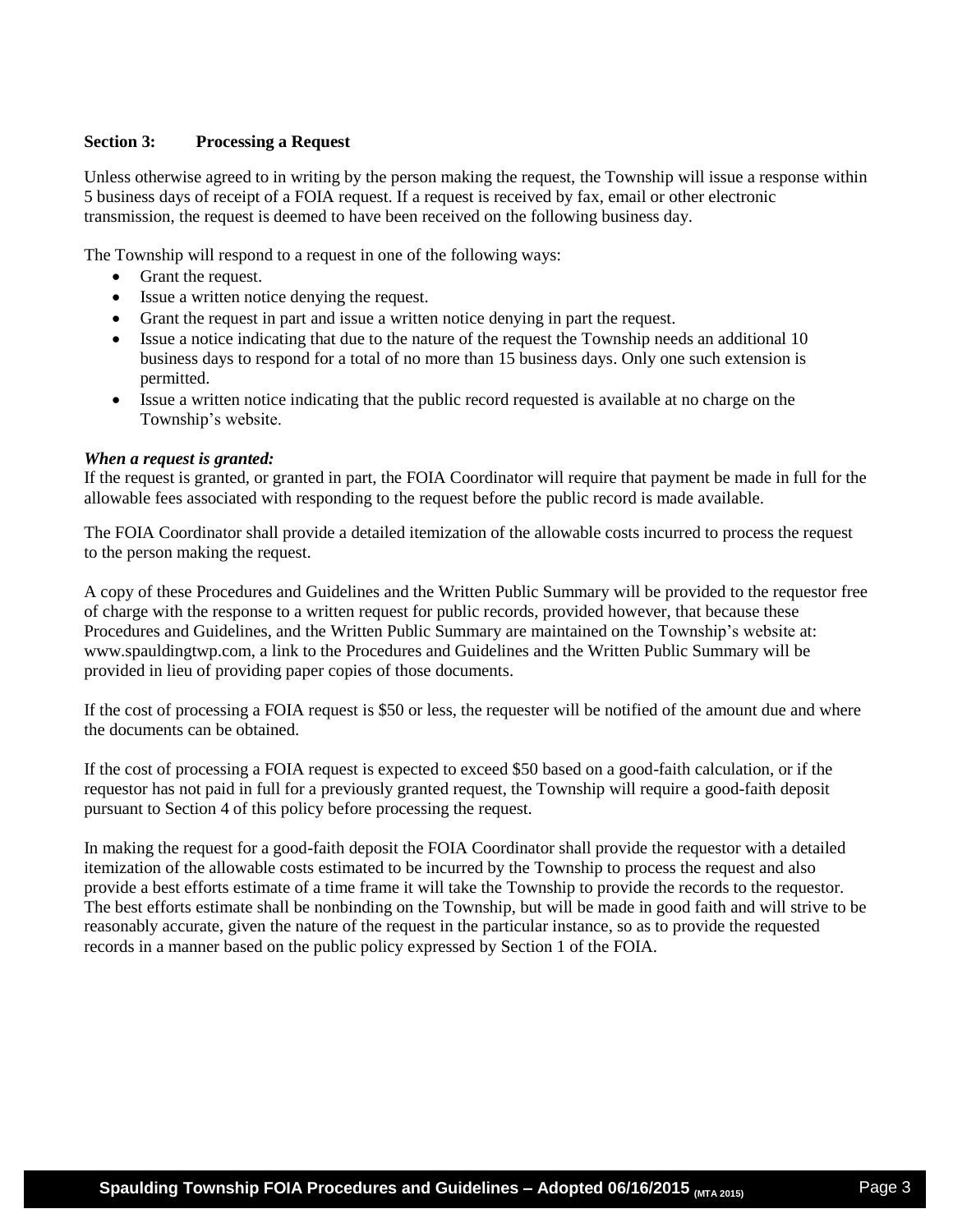## Section 3: Processing a Request

Unless otherwise agreed to in writing by the person making the request, the Township will issue a response within 5 business days of receipt of a FOIA request. If a request is received by fax, email or other electronic transmission, the request is deemed to have been received on the following business day.

The Township will respond to a request in one of the following ways:

- Grant the request.
- Issue a written notice denying the request.
- Grant the request in part and issue a written notice denying in part the request.
- Issue a notice indicating that due to the nature of the request the Township needs an additional 10 business days to respond for a total of no more than 15 business days. Only one such extension is permitted.
- Issue a written notice indicating that the public record requested is available at no charge on the Township's website.

***When a request is granted:***

If the request is granted, or granted in part, the FOIA Coordinator will require that payment be made in full for the allowable fees associated with responding to the request before the public record is made available.

The FOIA Coordinator shall provide a detailed itemization of the allowable costs incurred to process the request to the person making the request.

A copy of these Procedures and Guidelines and the Written Public Summary will be provided to the requestor free of charge with the response to a written request for public records, provided however, that because these Procedures and Guidelines, and the Written Public Summary are maintained on the Township's website at: www.spauldingtwp.com, a link to the Procedures and Guidelines and the Written Public Summary will be provided in lieu of providing paper copies of those documents.

If the cost of processing a FOIA request is $50 or less, the requester will be notified of the amount due and where the documents can be obtained.

If the cost of processing a FOIA request is expected to exceed $50 based on a good-faith calculation, or if the requestor has not paid in full for a previously granted request, the Township will require a good-faith deposit pursuant to Section 4 of this policy before processing the request.

In making the request for a good-faith deposit the FOIA Coordinator shall provide the requestor with a detailed itemization of the allowable costs estimated to be incurred by the Township to process the request and also provide a best efforts estimate of a time frame it will take the Township to provide the records to the requestor. The best efforts estimate shall be nonbinding on the Township, but will be made in good faith and will strive to be reasonably accurate, given the nature of the request in the particular instance, so as to provide the requested records in a manner based on the public policy expressed by Section 1 of the FOIA.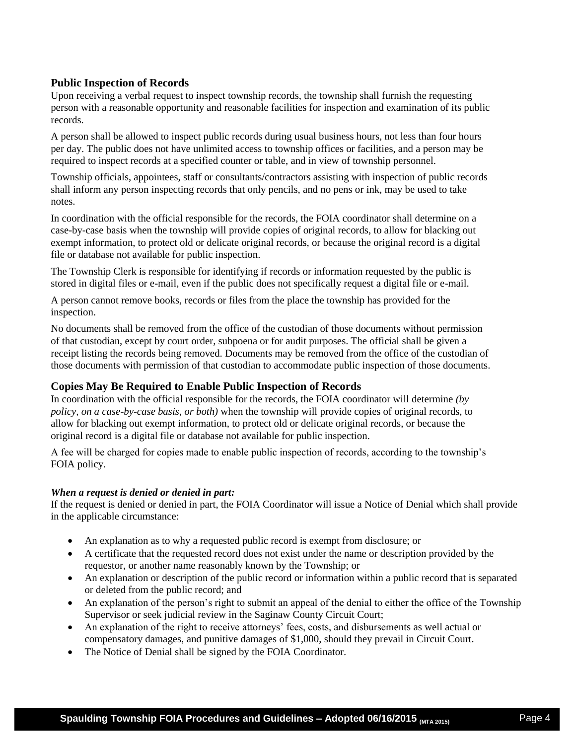## Public Inspection of Records

Upon receiving a verbal request to inspect township records, the township shall furnish the requesting person with a reasonable opportunity and reasonable facilities for inspection and examination of its public records.

A person shall be allowed to inspect public records during usual business hours, not less than four hours per day. The public does not have unlimited access to township offices or facilities, and a person may be required to inspect records at a specified counter or table, and in view of township personnel.

Township officials, appointees, staff or consultants/contractors assisting with inspection of public records shall inform any person inspecting records that only pencils, and no pens or ink, may be used to take notes.

In coordination with the official responsible for the records, the FOIA coordinator shall determine on a case-by-case basis when the township will provide copies of original records, to allow for blacking out exempt information, to protect old or delicate original records, or because the original record is a digital file or database not available for public inspection.

The Township Clerk is responsible for identifying if records or information requested by the public is stored in digital files or e-mail, even if the public does not specifically request a digital file or e-mail.

A person cannot remove books, records or files from the place the township has provided for the inspection.

No documents shall be removed from the office of the custodian of those documents without permission of that custodian, except by court order, subpoena or for audit purposes. The official shall be given a receipt listing the records being removed. Documents may be removed from the office of the custodian of those documents with permission of that custodian to accommodate public inspection of those documents.

## Copies May Be Required to Enable Public Inspection of Records

In coordination with the official responsible for the records, the FOIA coordinator will determine *(by policy, on a case-by-case basis, or both)* when the township will provide copies of original records, to allow for blacking out exempt information, to protect old or delicate original records, or because the original record is a digital file or database not available for public inspection.

A fee will be charged for copies made to enable public inspection of records, according to the township's FOIA policy.

***When a request is denied or denied in part:***

If the request is denied or denied in part, the FOIA Coordinator will issue a Notice of Denial which shall provide in the applicable circumstance:

- An explanation as to why a requested public record is exempt from disclosure; or
- A certificate that the requested record does not exist under the name or description provided by the requestor, or another name reasonably known by the Township; or
- An explanation or description of the public record or information within a public record that is separated or deleted from the public record; and
- An explanation of the person's right to submit an appeal of the denial to either the office of the Township Supervisor or seek judicial review in the Saginaw County Circuit Court;
- An explanation of the right to receive attorneys' fees, costs, and disbursements as well actual or compensatory damages, and punitive damages of $1,000, should they prevail in Circuit Court.
- The Notice of Denial shall be signed by the FOIA Coordinator.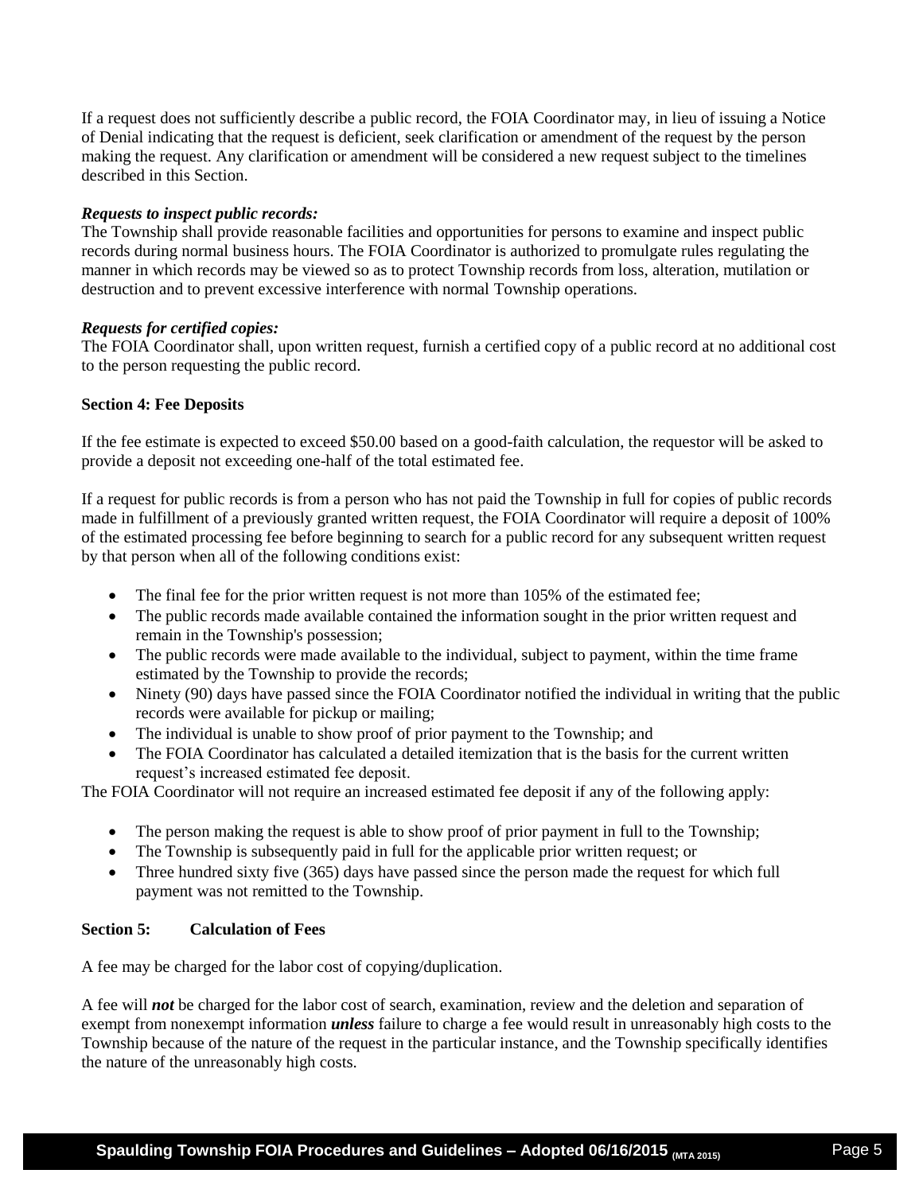If a request does not sufficiently describe a public record, the FOIA Coordinator may, in lieu of issuing a Notice of Denial indicating that the request is deficient, seek clarification or amendment of the request by the person making the request. Any clarification or amendment will be considered a new request subject to the timelines described in this Section.

***Requests to inspect public records:***
The Township shall provide reasonable facilities and opportunities for persons to examine and inspect public records during normal business hours. The FOIA Coordinator is authorized to promulgate rules regulating the manner in which records may be viewed so as to protect Township records from loss, alteration, mutilation or destruction and to prevent excessive interference with normal Township operations.

***Requests for certified copies:***
The FOIA Coordinator shall, upon written request, furnish a certified copy of a public record at no additional cost to the person requesting the public record.

**Section 4: Fee Deposits**

If the fee estimate is expected to exceed $50.00 based on a good-faith calculation, the requestor will be asked to provide a deposit not exceeding one-half of the total estimated fee.

If a request for public records is from a person who has not paid the Township in full for copies of public records made in fulfillment of a previously granted written request, the FOIA Coordinator will require a deposit of 100% of the estimated processing fee before beginning to search for a public record for any subsequent written request by that person when all of the following conditions exist:

- The final fee for the prior written request is not more than 105% of the estimated fee;
- The public records made available contained the information sought in the prior written request and remain in the Township's possession;
- The public records were made available to the individual, subject to payment, within the time frame estimated by the Township to provide the records;
- Ninety (90) days have passed since the FOIA Coordinator notified the individual in writing that the public records were available for pickup or mailing;
- The individual is unable to show proof of prior payment to the Township; and
- The FOIA Coordinator has calculated a detailed itemization that is the basis for the current written request's increased estimated fee deposit.

The FOIA Coordinator will not require an increased estimated fee deposit if any of the following apply:

- The person making the request is able to show proof of prior payment in full to the Township;
- The Township is subsequently paid in full for the applicable prior written request; or
- Three hundred sixty five (365) days have passed since the person made the request for which full payment was not remitted to the Township.

**Section 5: Calculation of Fees**

A fee may be charged for the labor cost of copying/duplication.

A fee will ***not*** be charged for the labor cost of search, examination, review and the deletion and separation of exempt from nonexempt information ***unless*** failure to charge a fee would result in unreasonably high costs to the Township because of the nature of the request in the particular instance, and the Township specifically identifies the nature of the unreasonably high costs.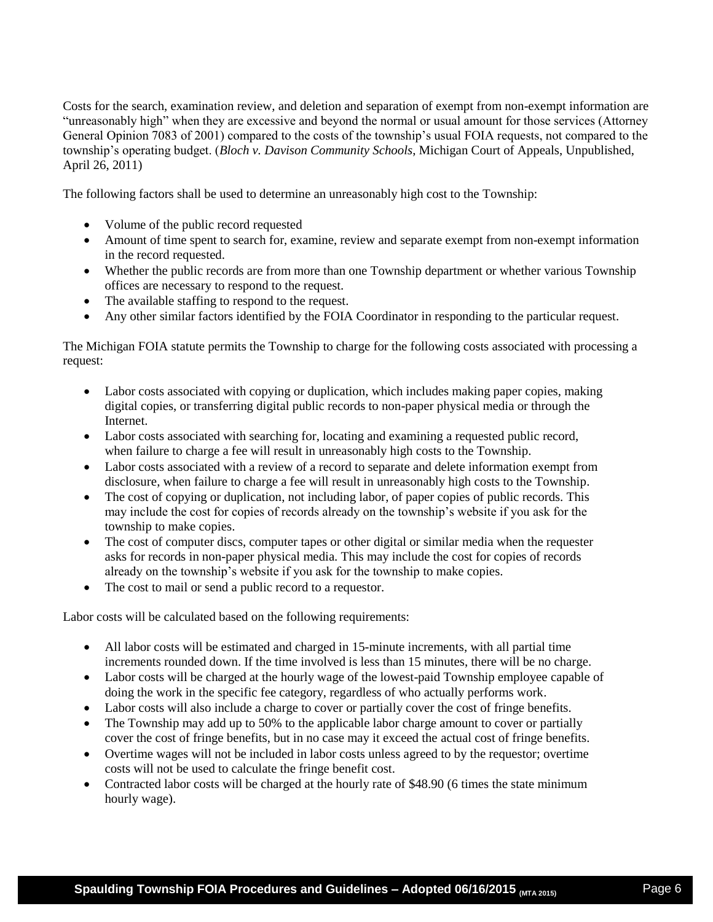Costs for the search, examination review, and deletion and separation of exempt from non-exempt information are "unreasonably high" when they are excessive and beyond the normal or usual amount for those services (Attorney General Opinion 7083 of 2001) compared to the costs of the township's usual FOIA requests, not compared to the township's operating budget. (*Bloch v. Davison Community Schools*, Michigan Court of Appeals, Unpublished, April 26, 2011)

The following factors shall be used to determine an unreasonably high cost to the Township:

- Volume of the public record requested
- Amount of time spent to search for, examine, review and separate exempt from non-exempt information in the record requested.
- Whether the public records are from more than one Township department or whether various Township offices are necessary to respond to the request.
- The available staffing to respond to the request.
- Any other similar factors identified by the FOIA Coordinator in responding to the particular request.

The Michigan FOIA statute permits the Township to charge for the following costs associated with processing a request:

- Labor costs associated with copying or duplication, which includes making paper copies, making digital copies, or transferring digital public records to non-paper physical media or through the Internet.
- Labor costs associated with searching for, locating and examining a requested public record, when failure to charge a fee will result in unreasonably high costs to the Township.
- Labor costs associated with a review of a record to separate and delete information exempt from disclosure, when failure to charge a fee will result in unreasonably high costs to the Township.
- The cost of copying or duplication, not including labor, of paper copies of public records. This may include the cost for copies of records already on the township's website if you ask for the township to make copies.
- The cost of computer discs, computer tapes or other digital or similar media when the requester asks for records in non-paper physical media. This may include the cost for copies of records already on the township's website if you ask for the township to make copies.
- The cost to mail or send a public record to a requestor.

Labor costs will be calculated based on the following requirements:

- All labor costs will be estimated and charged in 15-minute increments, with all partial time increments rounded down. If the time involved is less than 15 minutes, there will be no charge.
- Labor costs will be charged at the hourly wage of the lowest-paid Township employee capable of doing the work in the specific fee category, regardless of who actually performs work.
- Labor costs will also include a charge to cover or partially cover the cost of fringe benefits.
- The Township may add up to 50% to the applicable labor charge amount to cover or partially cover the cost of fringe benefits, but in no case may it exceed the actual cost of fringe benefits.
- Overtime wages will not be included in labor costs unless agreed to by the requestor; overtime costs will not be used to calculate the fringe benefit cost.
- Contracted labor costs will be charged at the hourly rate of $48.90 (6 times the state minimum hourly wage).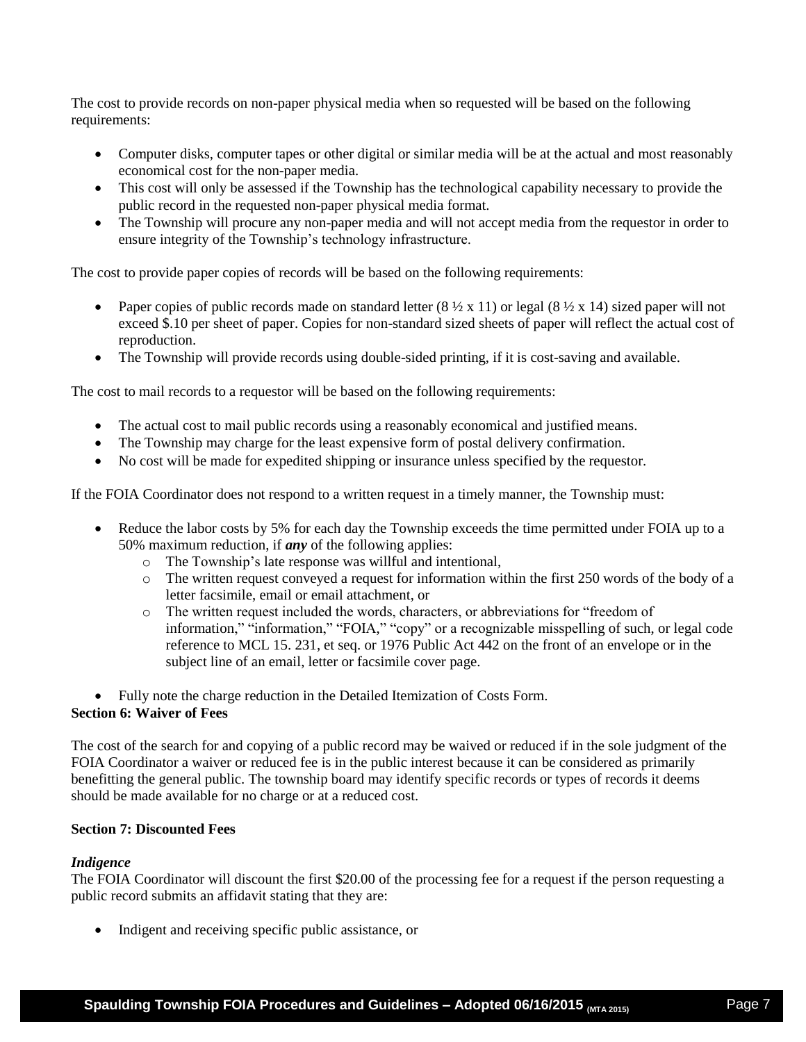The cost to provide records on non-paper physical media when so requested will be based on the following requirements:

- Computer disks, computer tapes or other digital or similar media will be at the actual and most reasonably economical cost for the non-paper media.
- This cost will only be assessed if the Township has the technological capability necessary to provide the public record in the requested non-paper physical media format.
- The Township will procure any non-paper media and will not accept media from the requestor in order to ensure integrity of the Township's technology infrastructure.

The cost to provide paper copies of records will be based on the following requirements:

- Paper copies of public records made on standard letter (8 ½ x 11) or legal (8 ½ x 14) sized paper will not exceed $.10 per sheet of paper. Copies for non-standard sized sheets of paper will reflect the actual cost of reproduction.
- The Township will provide records using double-sided printing, if it is cost-saving and available.

The cost to mail records to a requestor will be based on the following requirements:

- The actual cost to mail public records using a reasonably economical and justified means.
- The Township may charge for the least expensive form of postal delivery confirmation.
- No cost will be made for expedited shipping or insurance unless specified by the requestor.

If the FOIA Coordinator does not respond to a written request in a timely manner, the Township must:

- Reduce the labor costs by 5% for each day the Township exceeds the time permitted under FOIA up to a 50% maximum reduction, if ***any*** of the following applies:
  - The Township's late response was willful and intentional,
  - The written request conveyed a request for information within the first 250 words of the body of a letter facsimile, email or email attachment, or
  - The written request included the words, characters, or abbreviations for "freedom of information," "information," "FOIA," "copy" or a recognizable misspelling of such, or legal code reference to MCL 15. 231, et seq. or 1976 Public Act 442 on the front of an envelope or in the subject line of an email, letter or facsimile cover page.
- Fully note the charge reduction in the Detailed Itemization of Costs Form.

**Section 6: Waiver of Fees**

The cost of the search for and copying of a public record may be waived or reduced if in the sole judgment of the FOIA Coordinator a waiver or reduced fee is in the public interest because it can be considered as primarily benefitting the general public. The township board may identify specific records or types of records it deems should be made available for no charge or at a reduced cost.

**Section 7: Discounted Fees**

***Indigence***

The FOIA Coordinator will discount the first $20.00 of the processing fee for a request if the person requesting a public record submits an affidavit stating that they are:

- Indigent and receiving specific public assistance, or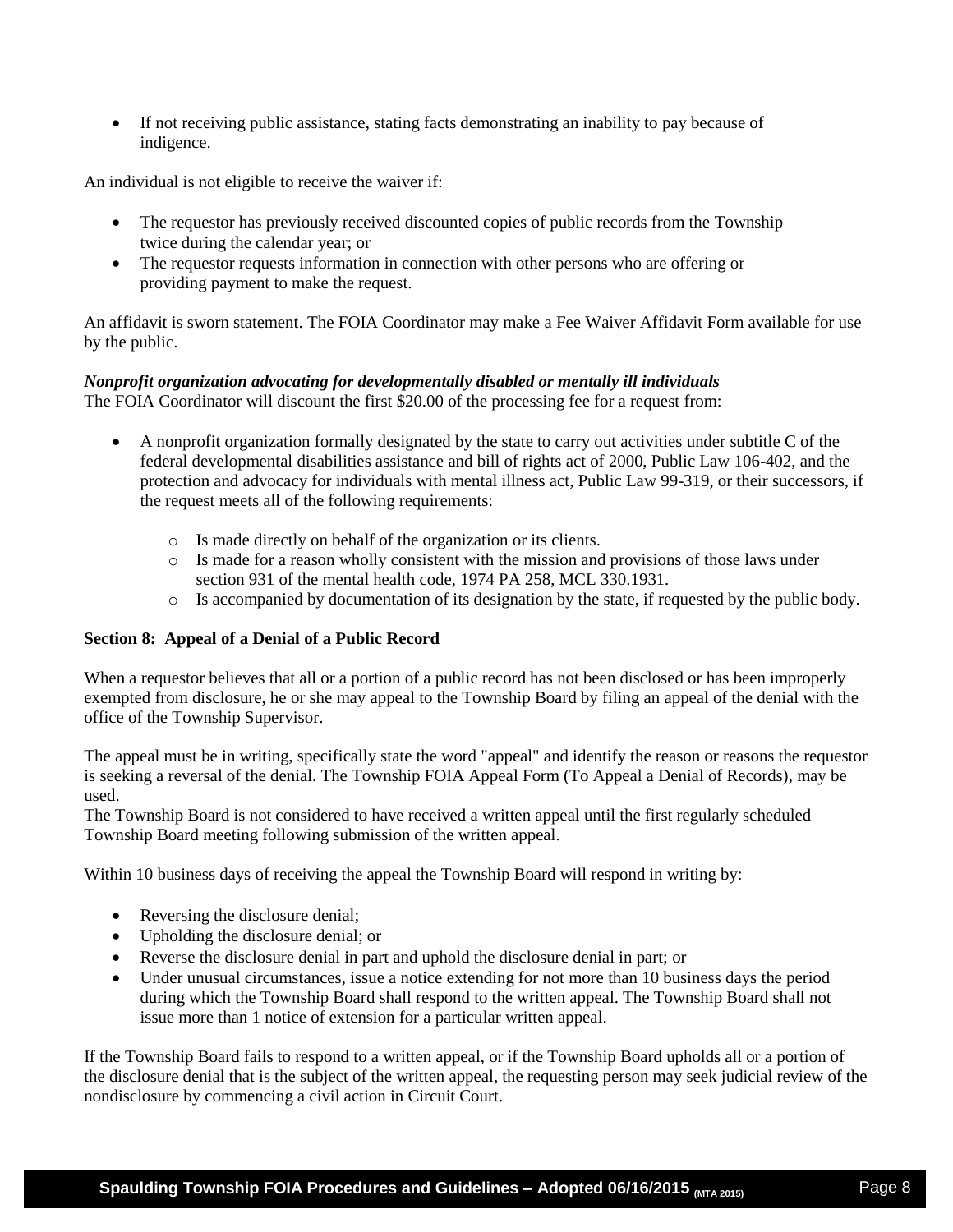- If not receiving public assistance, stating facts demonstrating an inability to pay because of indigence.

An individual is not eligible to receive the waiver if:

- The requestor has previously received discounted copies of public records from the Township twice during the calendar year; or
- The requestor requests information in connection with other persons who are offering or providing payment to make the request.

An affidavit is sworn statement. The FOIA Coordinator may make a Fee Waiver Affidavit Form available for use by the public.

***Nonprofit organization advocating for developmentally disabled or mentally ill individuals***
The FOIA Coordinator will discount the first $20.00 of the processing fee for a request from:

- A nonprofit organization formally designated by the state to carry out activities under subtitle C of the federal developmental disabilities assistance and bill of rights act of 2000, Public Law 106-402, and the protection and advocacy for individuals with mental illness act, Public Law 99-319, or their successors, if the request meets all of the following requirements:
    - Is made directly on behalf of the organization or its clients.
    - Is made for a reason wholly consistent with the mission and provisions of those laws under section 931 of the mental health code, 1974 PA 258, MCL 330.1931.
    - Is accompanied by documentation of its designation by the state, if requested by the public body.

**Section 8: Appeal of a Denial of a Public Record**

When a requestor believes that all or a portion of a public record has not been disclosed or has been improperly exempted from disclosure, he or she may appeal to the Township Board by filing an appeal of the denial with the office of the Township Supervisor.

The appeal must be in writing, specifically state the word "appeal" and identify the reason or reasons the requestor is seeking a reversal of the denial. The Township FOIA Appeal Form (To Appeal a Denial of Records), may be used.
The Township Board is not considered to have received a written appeal until the first regularly scheduled Township Board meeting following submission of the written appeal.

Within 10 business days of receiving the appeal the Township Board will respond in writing by:

- Reversing the disclosure denial;
- Upholding the disclosure denial; or
- Reverse the disclosure denial in part and uphold the disclosure denial in part; or
- Under unusual circumstances, issue a notice extending for not more than 10 business days the period during which the Township Board shall respond to the written appeal. The Township Board shall not issue more than 1 notice of extension for a particular written appeal.

If the Township Board fails to respond to a written appeal, or if the Township Board upholds all or a portion of the disclosure denial that is the subject of the written appeal, the requesting person may seek judicial review of the nondisclosure by commencing a civil action in Circuit Court.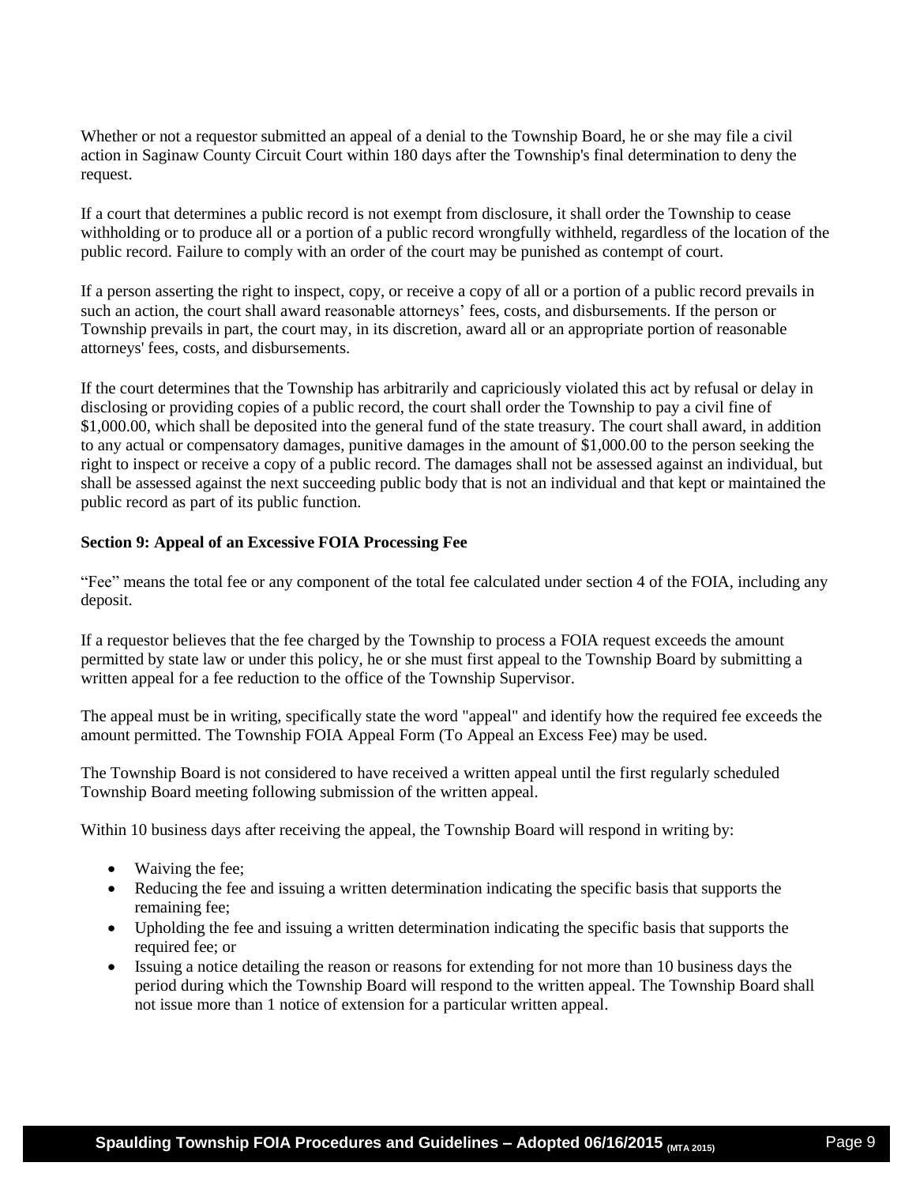Whether or not a requestor submitted an appeal of a denial to the Township Board, he or she may file a civil action in Saginaw County Circuit Court within 180 days after the Township's final determination to deny the request.

If a court that determines a public record is not exempt from disclosure, it shall order the Township to cease withholding or to produce all or a portion of a public record wrongfully withheld, regardless of the location of the public record. Failure to comply with an order of the court may be punished as contempt of court.

If a person asserting the right to inspect, copy, or receive a copy of all or a portion of a public record prevails in such an action, the court shall award reasonable attorneys' fees, costs, and disbursements. If the person or Township prevails in part, the court may, in its discretion, award all or an appropriate portion of reasonable attorneys' fees, costs, and disbursements.

If the court determines that the Township has arbitrarily and capriciously violated this act by refusal or delay in disclosing or providing copies of a public record, the court shall order the Township to pay a civil fine of $1,000.00, which shall be deposited into the general fund of the state treasury. The court shall award, in addition to any actual or compensatory damages, punitive damages in the amount of $1,000.00 to the person seeking the right to inspect or receive a copy of a public record. The damages shall not be assessed against an individual, but shall be assessed against the next succeeding public body that is not an individual and that kept or maintained the public record as part of its public function.

**Section 9: Appeal of an Excessive FOIA Processing Fee**

"Fee" means the total fee or any component of the total fee calculated under section 4 of the FOIA, including any deposit.

If a requestor believes that the fee charged by the Township to process a FOIA request exceeds the amount permitted by state law or under this policy, he or she must first appeal to the Township Board by submitting a written appeal for a fee reduction to the office of the Township Supervisor.

The appeal must be in writing, specifically state the word "appeal" and identify how the required fee exceeds the amount permitted. The Township FOIA Appeal Form (To Appeal an Excess Fee) may be used.

The Township Board is not considered to have received a written appeal until the first regularly scheduled Township Board meeting following submission of the written appeal.

Within 10 business days after receiving the appeal, the Township Board will respond in writing by:

- Waiving the fee;
- Reducing the fee and issuing a written determination indicating the specific basis that supports the remaining fee;
- Upholding the fee and issuing a written determination indicating the specific basis that supports the required fee; or
- Issuing a notice detailing the reason or reasons for extending for not more than 10 business days the period during which the Township Board will respond to the written appeal. The Township Board shall not issue more than 1 notice of extension for a particular written appeal.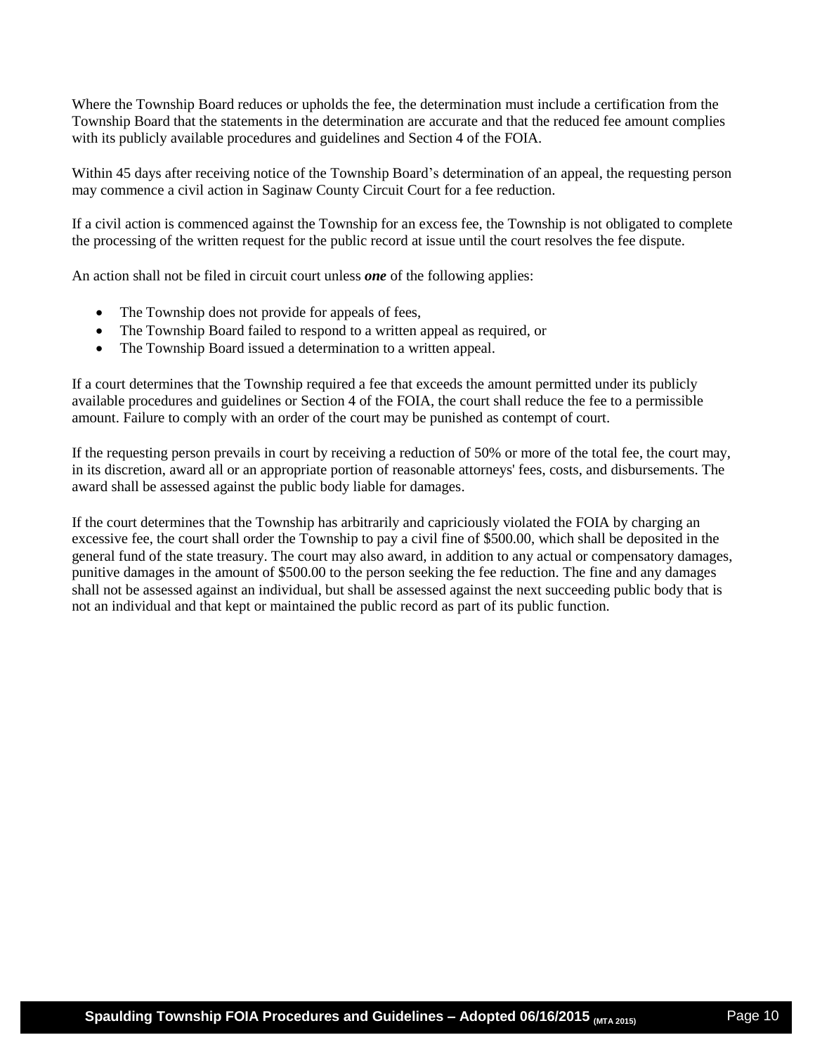Where the Township Board reduces or upholds the fee, the determination must include a certification from the Township Board that the statements in the determination are accurate and that the reduced fee amount complies with its publicly available procedures and guidelines and Section 4 of the FOIA.

Within 45 days after receiving notice of the Township Board's determination of an appeal, the requesting person may commence a civil action in Saginaw County Circuit Court for a fee reduction.

If a civil action is commenced against the Township for an excess fee, the Township is not obligated to complete the processing of the written request for the public record at issue until the court resolves the fee dispute.

An action shall not be filed in circuit court unless ***one*** of the following applies:

- The Township does not provide for appeals of fees,
- The Township Board failed to respond to a written appeal as required, or
- The Township Board issued a determination to a written appeal.

If a court determines that the Township required a fee that exceeds the amount permitted under its publicly available procedures and guidelines or Section 4 of the FOIA, the court shall reduce the fee to a permissible amount. Failure to comply with an order of the court may be punished as contempt of court.

If the requesting person prevails in court by receiving a reduction of 50% or more of the total fee, the court may, in its discretion, award all or an appropriate portion of reasonable attorneys' fees, costs, and disbursements. The award shall be assessed against the public body liable for damages.

If the court determines that the Township has arbitrarily and capriciously violated the FOIA by charging an excessive fee, the court shall order the Township to pay a civil fine of $500.00, which shall be deposited in the general fund of the state treasury. The court may also award, in addition to any actual or compensatory damages, punitive damages in the amount of $500.00 to the person seeking the fee reduction. The fine and any damages shall not be assessed against an individual, but shall be assessed against the next succeeding public body that is not an individual and that kept or maintained the public record as part of its public function.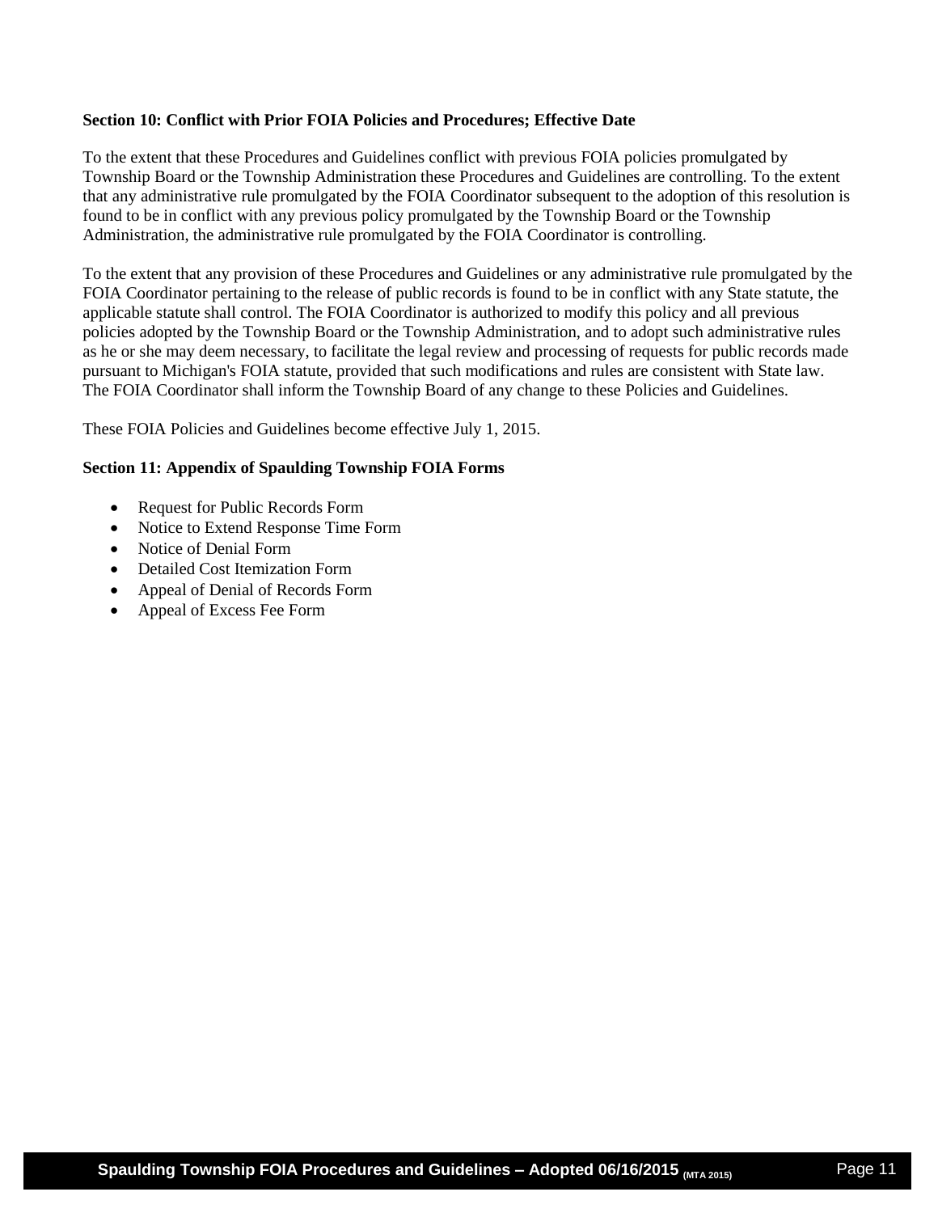**Section 10: Conflict with Prior FOIA Policies and Procedures; Effective Date**

To the extent that these Procedures and Guidelines conflict with previous FOIA policies promulgated by Township Board or the Township Administration these Procedures and Guidelines are controlling. To the extent that any administrative rule promulgated by the FOIA Coordinator subsequent to the adoption of this resolution is found to be in conflict with any previous policy promulgated by the Township Board or the Township Administration, the administrative rule promulgated by the FOIA Coordinator is controlling.

To the extent that any provision of these Procedures and Guidelines or any administrative rule promulgated by the FOIA Coordinator pertaining to the release of public records is found to be in conflict with any State statute, the applicable statute shall control. The FOIA Coordinator is authorized to modify this policy and all previous policies adopted by the Township Board or the Township Administration, and to adopt such administrative rules as he or she may deem necessary, to facilitate the legal review and processing of requests for public records made pursuant to Michigan's FOIA statute, provided that such modifications and rules are consistent with State law. The FOIA Coordinator shall inform the Township Board of any change to these Policies and Guidelines.

These FOIA Policies and Guidelines become effective July 1, 2015.

**Section 11: Appendix of Spaulding Township FOIA Forms**

- Request for Public Records Form
- Notice to Extend Response Time Form
- Notice of Denial Form
- Detailed Cost Itemization Form
- Appeal of Denial of Records Form
- Appeal of Excess Fee Form